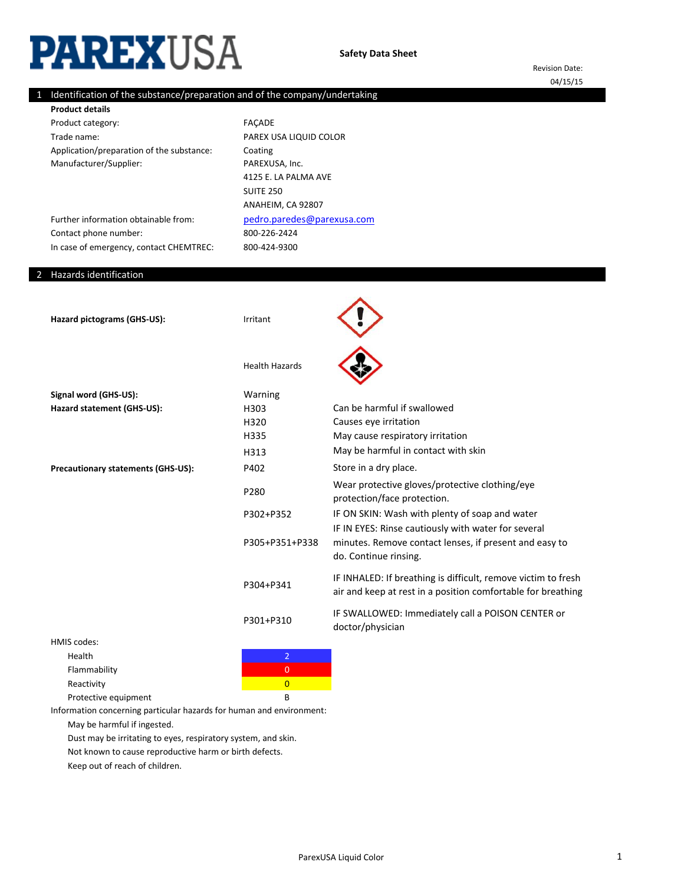# PAREXUSA

**Safety Data Sheet**

Revision Date: 04/15/15

## 1 Identification of the substance/preparation and of the company/undertaking

**Product details**

| | |
|---|---|
| Product category: | FAÇADE |
| Trade name: | PAREX USA LIQUID COLOR |
| Application/preparation of the substance: | Coating |
| Manufacturer/Supplier: | PAREXUSA, Inc.<br>4125 E. LA PALMA AVE<br>SUITE 250<br>ANAHEIM, CA 92807 |
| Further information obtainable from: | pedro.paredes@parexusa.com |
| Contact phone number: | 800-226-2424 |
| In case of emergency, contact CHEMTREC: | 800-424-9300 |

## 2 Hazards identification

**Hazard pictograms (GHS-US):** Irritant; Health Hazards

**Signal word (GHS-US):** Warning

**Hazard statement (GHS-US):**

| | |
|---|---|
| H303 | Can be harmful if swallowed |
| H320 | Causes eye irritation |
| H335 | May cause respiratory irritation |
| H313 | May be harmful in contact with skin |

**Precautionary statements (GHS-US):**

| | |
|---|---|
| P402 | Store in a dry place. |
| P280 | Wear protective gloves/protective clothing/eye protection/face protection. |
| P302+P352 | IF ON SKIN: Wash with plenty of soap and water |
| P305+P351+P338 | IF IN EYES: Rinse cautiously with water for several minutes. Remove contact lenses, if present and easy to do. Continue rinsing. |
| P304+P341 | IF INHALED: If breathing is difficult, remove victim to fresh air and keep at rest in a position comfortable for breathing |
| P301+P310 | IF SWALLOWED: Immediately call a POISON CENTER or doctor/physician |

HMIS codes:

| | |
|---|---|
| Health | 2 |
| Flammability | 0 |
| Reactivity | 0 |
| Protective equipment | B |

Information concerning particular hazards for human and environment:

- May be harmful if ingested.
- Dust may be irritating to eyes, respiratory system, and skin.
- Not known to cause reproductive harm or birth defects.
- Keep out of reach of children.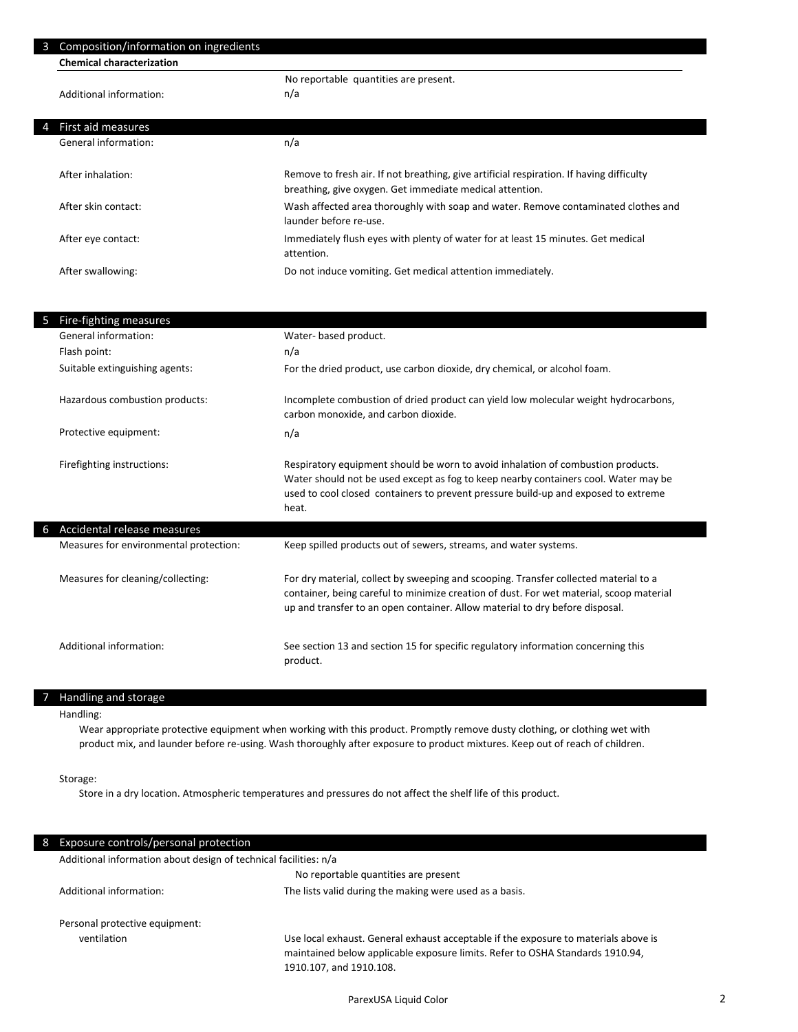## 3 Composition/information on ingredients

**Chemical characterization**

No reportable quantities are present.

Additional information: n/a

## 4 First aid measures

| | |
|---|---|
| General information: | n/a |
| After inhalation: | Remove to fresh air. If not breathing, give artificial respiration. If having difficulty breathing, give oxygen. Get immediate medical attention. |
| After skin contact: | Wash affected area thoroughly with soap and water. Remove contaminated clothes and launder before re-use. |
| After eye contact: | Immediately flush eyes with plenty of water for at least 15 minutes. Get medical attention. |
| After swallowing: | Do not induce vomiting. Get medical attention immediately. |

## 5 Fire-fighting measures

| | |
|---|---|
| General information: | Water- based product. |
| Flash point: | n/a |
| Suitable extinguishing agents: | For the dried product, use carbon dioxide, dry chemical, or alcohol foam. |
| Hazardous combustion products: | Incomplete combustion of dried product can yield low molecular weight hydrocarbons, carbon monoxide, and carbon dioxide. |
| Protective equipment: | n/a |
| Firefighting instructions: | Respiratory equipment should be worn to avoid inhalation of combustion products. Water should not be used except as fog to keep nearby containers cool. Water may be used to cool closed containers to prevent pressure build-up and exposed to extreme heat. |

## 6 Accidental release measures

| | |
|---|---|
| Measures for environmental protection: | Keep spilled products out of sewers, streams, and water systems. |
| Measures for cleaning/collecting: | For dry material, collect by sweeping and scooping. Transfer collected material to a container, being careful to minimize creation of dust. For wet material, scoop material up and transfer to an open container. Allow material to dry before disposal. |
| Additional information: | See section 13 and section 15 for specific regulatory information concerning this product. |

## 7 Handling and storage

Handling:

Wear appropriate protective equipment when working with this product. Promptly remove dusty clothing, or clothing wet with product mix, and launder before re-using. Wash thoroughly after exposure to product mixtures. Keep out of reach of children.

Storage:

Store in a dry location. Atmospheric temperatures and pressures do not affect the shelf life of this product.

## 8 Exposure controls/personal protection

Additional information about design of technical facilities: n/a

No reportable quantities are present

Additional information: The lists valid during the making were used as a basis.

Personal protective equipment:

| | |
|---|---|
| ventilation | Use local exhaust. General exhaust acceptable if the exposure to materials above is maintained below applicable exposure limits. Refer to OSHA Standards 1910.94, 1910.107, and 1910.108. |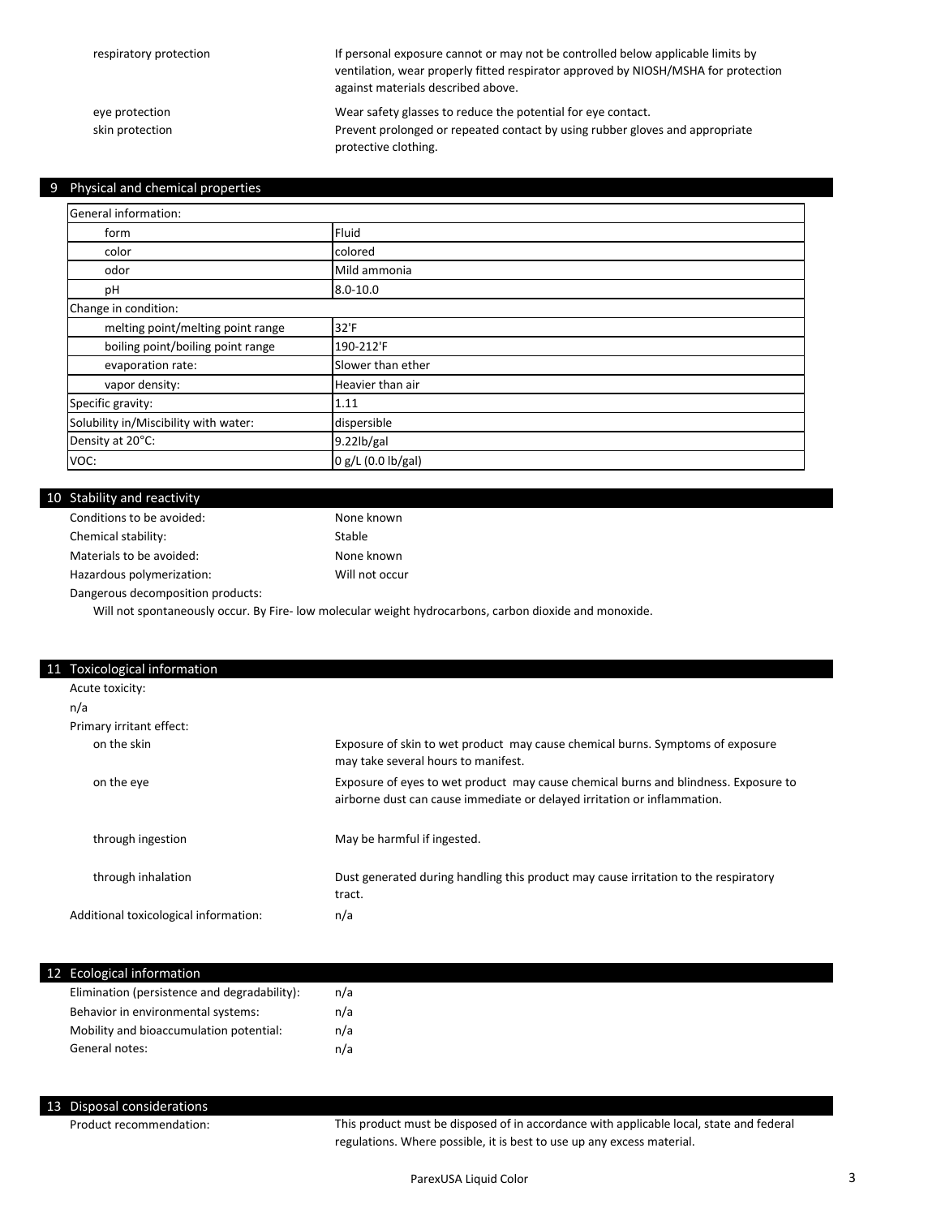| | |
|---|---|
| respiratory protection | If personal exposure cannot or may not be controlled below applicable limits by ventilation, wear properly fitted respirator approved by NIOSH/MSHA for protection against materials described above. |
| eye protection | Wear safety glasses to reduce the potential for eye contact. |
| skin protection | Prevent prolonged or repeated contact by using rubber gloves and appropriate protective clothing. |

## 9 Physical and chemical properties

| General information: | |
|---|---|
| form | Fluid |
| color | colored |
| odor | Mild ammonia |
| pH | 8.0-10.0 |
| Change in condition: | |
| melting point/melting point range | 32'F |
| boiling point/boiling point range | 190-212'F |
| evaporation rate: | Slower than ether |
| vapor density: | Heavier than air |
| Specific gravity: | 1.11 |
| Solubility in/Miscibility with water: | dispersible |
| Density at 20°C: | 9.22lb/gal |
| VOC: | 0 g/L (0.0 lb/gal) |

## 10 Stability and reactivity

| | |
|---|---|
| Conditions to be avoided: | None known |
| Chemical stability: | Stable |
| Materials to be avoided: | None known |
| Hazardous polymerization: | Will not occur |

Dangerous decomposition products:

Will not spontaneously occur. By Fire- low molecular weight hydrocarbons, carbon dioxide and monoxide.

## 11 Toxicological information

Acute toxicity:

n/a

Primary irritant effect:

| | |
|---|---|
| on the skin | Exposure of skin to wet product may cause chemical burns. Symptoms of exposure may take several hours to manifest. |
| on the eye | Exposure of eyes to wet product may cause chemical burns and blindness. Exposure to airborne dust can cause immediate or delayed irritation or inflammation. |
| through ingestion | May be harmful if ingested. |
| through inhalation | Dust generated during handling this product may cause irritation to the respiratory tract. |
| Additional toxicological information: | n/a |

## 12 Ecological information

| | |
|---|---|
| Elimination (persistence and degradability): | n/a |
| Behavior in environmental systems: | n/a |
| Mobility and bioaccumulation potential: | n/a |
| General notes: | n/a |

## 13 Disposal considerations

| | |
|---|---|
| Product recommendation: | This product must be disposed of in accordance with applicable local, state and federal regulations. Where possible, it is best to use up any excess material. |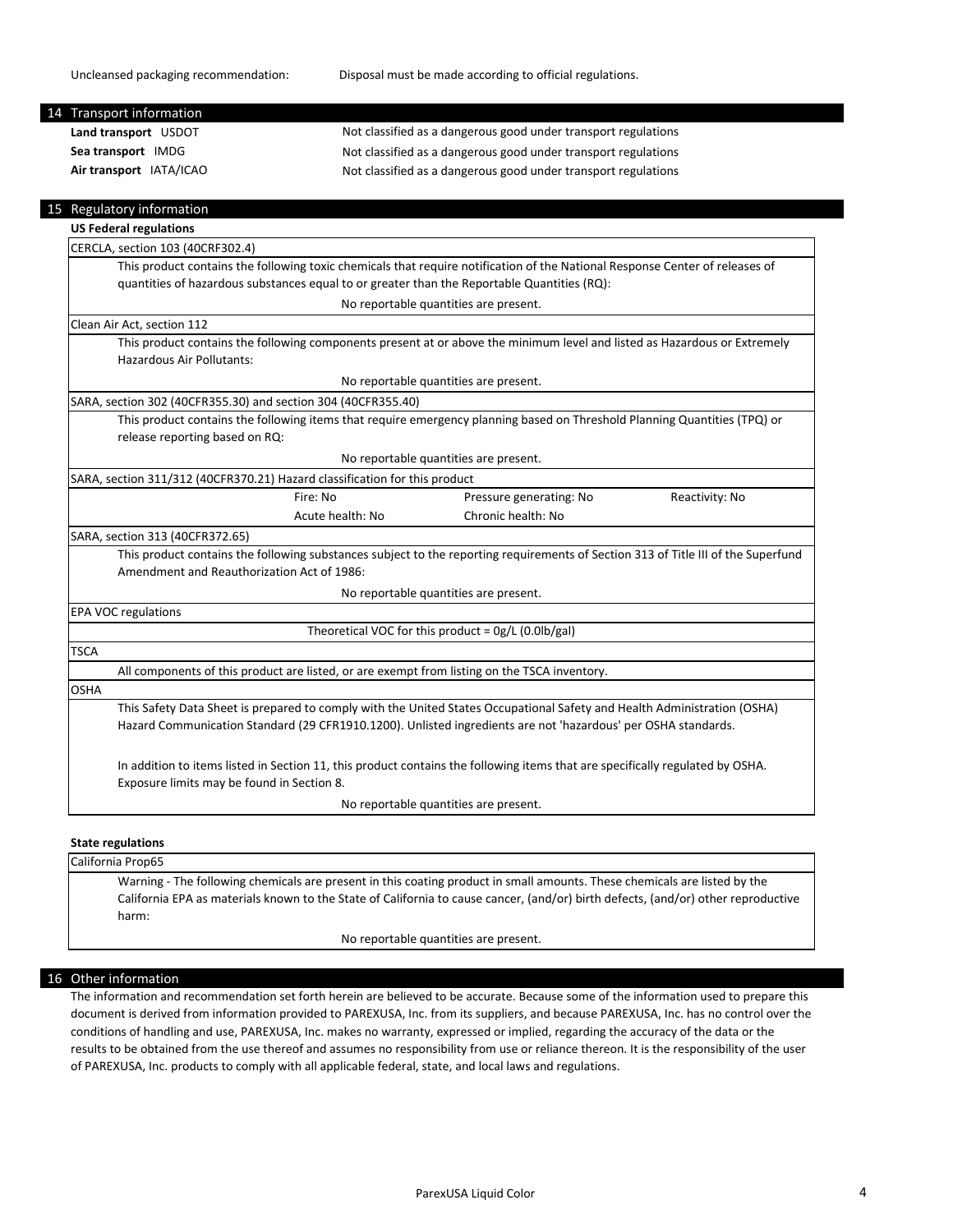Uncleansed packaging recommendation: Disposal must be made according to official regulations.

## 14 Transport information

**Land transport** USDOT — Not classified as a dangerous good under transport regulations

**Sea transport** IMDG — Not classified as a dangerous good under transport regulations

**Air transport** IATA/ICAO — Not classified as a dangerous good under transport regulations

## 15 Regulatory information

**US Federal regulations**

CERCLA, section 103 (40CRF302.4)

This product contains the following toxic chemicals that require notification of the National Response Center of releases of quantities of hazardous substances equal to or greater than the Reportable Quantities (RQ):

No reportable quantities are present.

Clean Air Act, section 112

This product contains the following components present at or above the minimum level and listed as Hazardous or Extremely Hazardous Air Pollutants:

No reportable quantities are present.

SARA, section 302 (40CFR355.30) and section 304 (40CFR355.40)

This product contains the following items that require emergency planning based on Threshold Planning Quantities (TPQ) or release reporting based on RQ:

No reportable quantities are present.

SARA, section 311/312 (40CFR370.21) Hazard classification for this product

| | | |
|---|---|---|
| Fire: No | Pressure generating: No | Reactivity: No |
| Acute health: No | Chronic health: No | |

SARA, section 313 (40CFR372.65)

This product contains the following substances subject to the reporting requirements of Section 313 of Title III of the Superfund Amendment and Reauthorization Act of 1986:

No reportable quantities are present.

EPA VOC regulations

Theoretical VOC for this product = 0g/L (0.0lb/gal)

TSCA

All components of this product are listed, or are exempt from listing on the TSCA inventory.

OSHA

This Safety Data Sheet is prepared to comply with the United States Occupational Safety and Health Administration (OSHA) Hazard Communication Standard (29 CFR1910.1200). Unlisted ingredients are not 'hazardous' per OSHA standards.

In addition to items listed in Section 11, this product contains the following items that are specifically regulated by OSHA. Exposure limits may be found in Section 8.

No reportable quantities are present.

**State regulations**

California Prop65

Warning - The following chemicals are present in this coating product in small amounts. These chemicals are listed by the California EPA as materials known to the State of California to cause cancer, (and/or) birth defects, (and/or) other reproductive harm:

No reportable quantities are present.

## 16 Other information

The information and recommendation set forth herein are believed to be accurate. Because some of the information used to prepare this document is derived from information provided to PAREXUSA, Inc. from its suppliers, and because PAREXUSA, Inc. has no control over the conditions of handling and use, PAREXUSA, Inc. makes no warranty, expressed or implied, regarding the accuracy of the data or the results to be obtained from the use thereof and assumes no responsibility from use or reliance thereon. It is the responsibility of the user of PAREXUSA, Inc. products to comply with all applicable federal, state, and local laws and regulations.